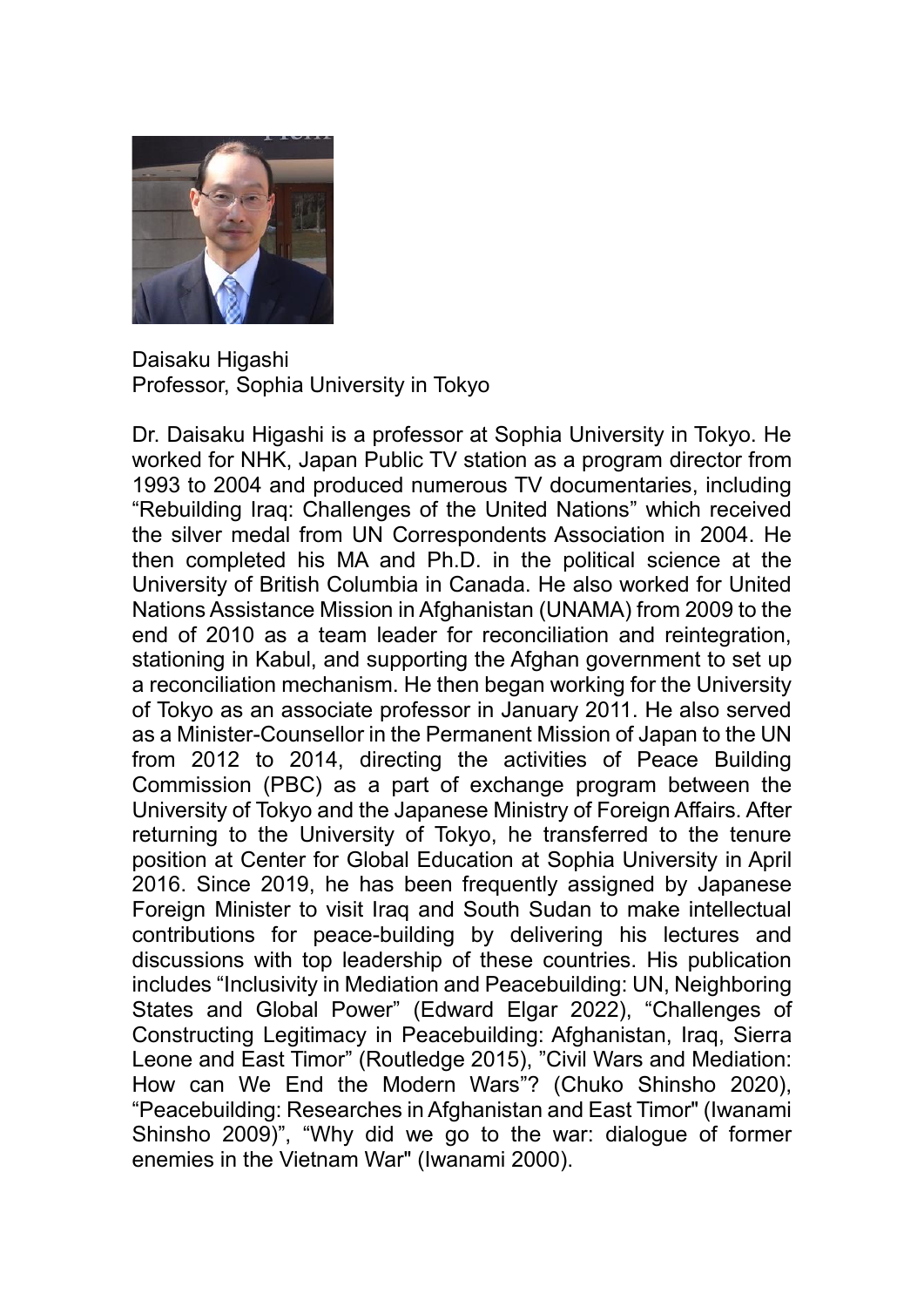Daisaku Higashi
Professor, Sophia University in Tokyo

Dr. Daisaku Higashi is a professor at Sophia University in Tokyo. He worked for NHK, Japan Public TV station as a program director from 1993 to 2004 and produced numerous TV documentaries, including "Rebuilding Iraq: Challenges of the United Nations" which received the silver medal from UN Correspondents Association in 2004. He then completed his MA and Ph.D. in the political science at the University of British Columbia in Canada. He also worked for United Nations Assistance Mission in Afghanistan (UNAMA) from 2009 to the end of 2010 as a team leader for reconciliation and reintegration, stationing in Kabul, and supporting the Afghan government to set up a reconciliation mechanism. He then began working for the University of Tokyo as an associate professor in January 2011. He also served as a Minister-Counsellor in the Permanent Mission of Japan to the UN from 2012 to 2014, directing the activities of Peace Building Commission (PBC) as a part of exchange program between the University of Tokyo and the Japanese Ministry of Foreign Affairs. After returning to the University of Tokyo, he transferred to the tenure position at Center for Global Education at Sophia University in April 2016. Since 2019, he has been frequently assigned by Japanese Foreign Minister to visit Iraq and South Sudan to make intellectual contributions for peace-building by delivering his lectures and discussions with top leadership of these countries. His publication includes "Inclusivity in Mediation and Peacebuilding: UN, Neighboring States and Global Power" (Edward Elgar 2022), "Challenges of Constructing Legitimacy in Peacebuilding: Afghanistan, Iraq, Sierra Leone and East Timor" (Routledge 2015), "Civil Wars and Mediation: How can We End the Modern Wars"? (Chuko Shinsho 2020), "Peacebuilding: Researches in Afghanistan and East Timor" (Iwanami Shinsho 2009)", "Why did we go to the war: dialogue of former enemies in the Vietnam War" (Iwanami 2000).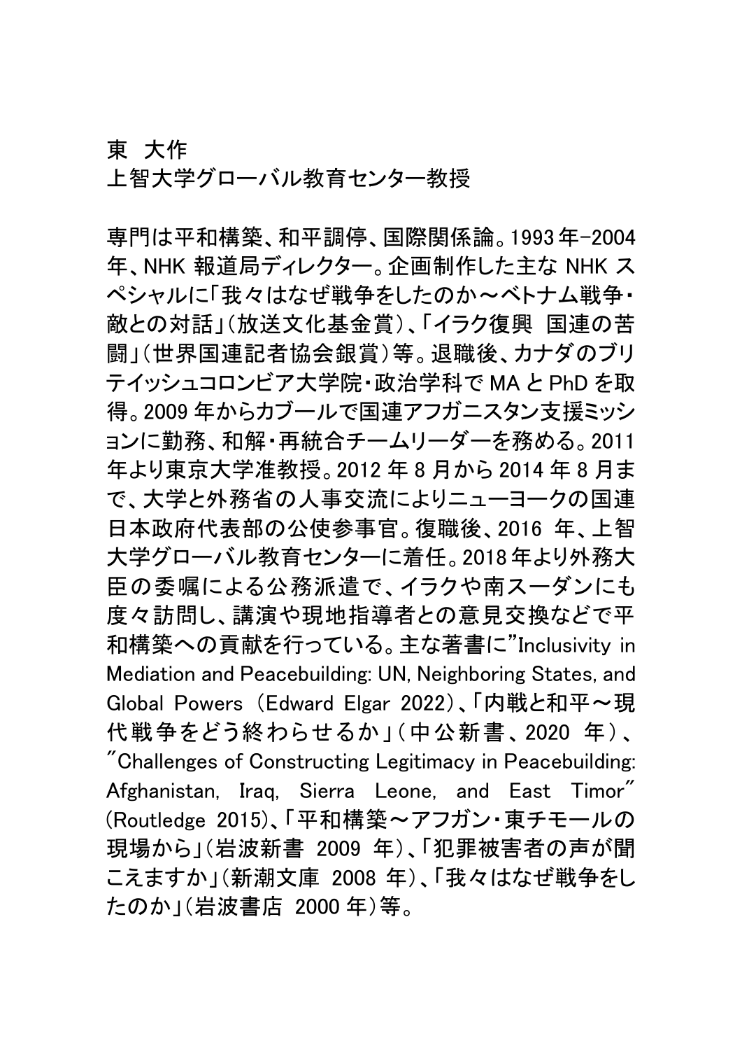東　大作
上智大学グローバル教育センター教授

専門は平和構築、和平調停、国際関係論。1993 年-2004 年、NHK 報道局ディレクター。企画制作した主な NHK スペシャルに「我々はなぜ戦争をしたのか～ベトナム戦争・敵との対話」(放送文化基金賞)、「イラク復興 国連の苦闘」(世界国連記者協会銀賞)等。退職後、カナダのブリティッシュコロンビア大学院・政治学科で MA と PhD を取得。2009 年からカブールで国連アフガニスタン支援ミッションに勤務、和解・再統合チームリーダーを務める。2011 年より東京大学准教授。2012 年 8 月から 2014 年 8 月まで、大学と外務省の人事交流によりニューヨークの国連日本政府代表部の公使参事官。復職後、2016 年、上智大学グローバル教育センターに着任。2018 年より外務大臣の委嘱による公務派遣で、イラクや南スーダンにも度々訪問し、講演や現地指導者との意見交換などで平和構築への貢献を行っている。主な著書に"Inclusivity in Mediation and Peacebuilding: UN, Neighboring States, and Global Powers (Edward Elgar 2022)、「内戦と和平～現代戦争をどう終わらせるか」(中公新書、2020 年)、"Challenges of Constructing Legitimacy in Peacebuilding: Afghanistan, Iraq, Sierra Leone, and East Timor" (Routledge 2015)、「平和構築～アフガン・東チモールの現場から」(岩波新書 2009 年)、「犯罪被害者の声が聞こえますか」(新潮文庫 2008 年)、「我々はなぜ戦争をしたのか」(岩波書店 2000 年)等。